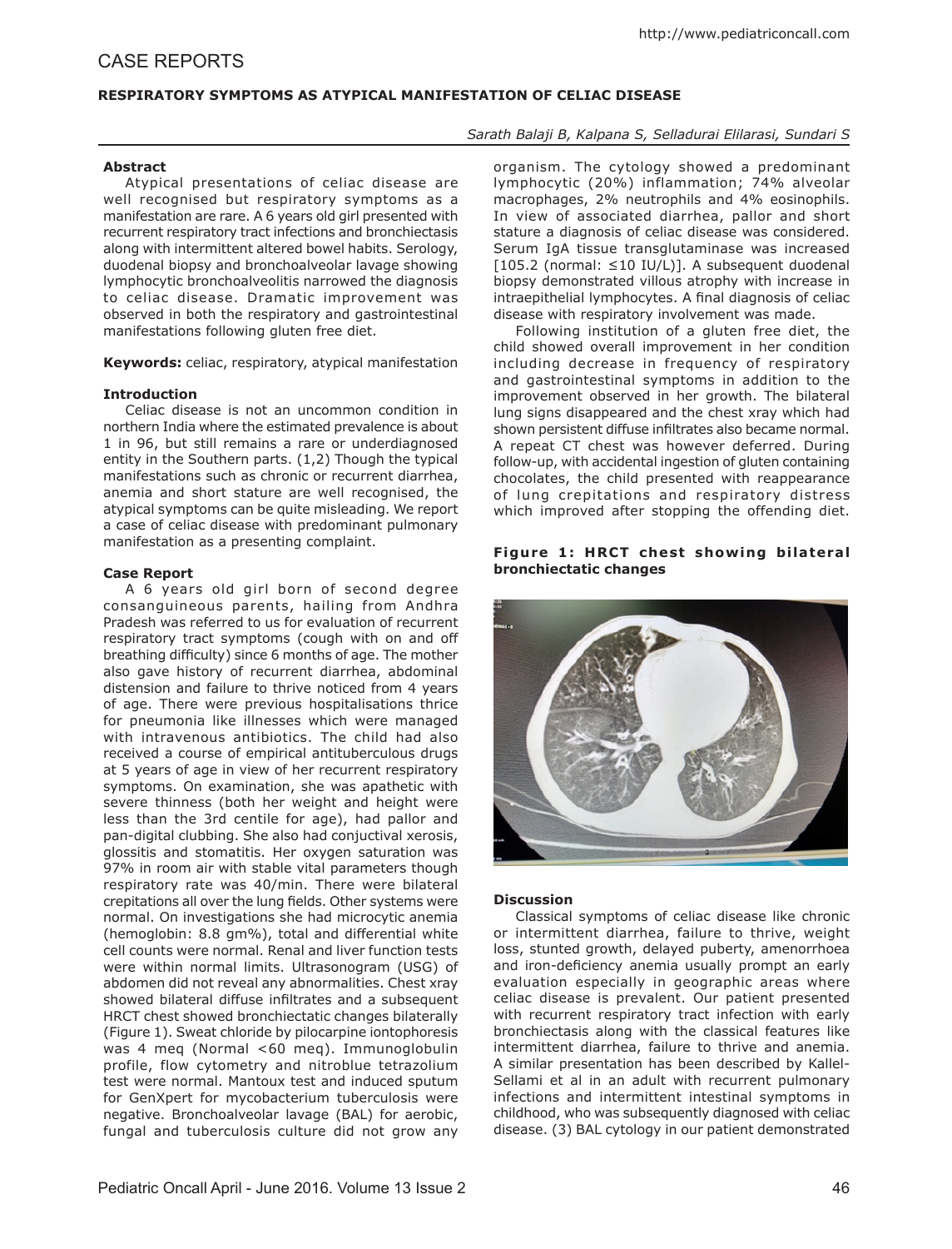# CASE REPORTS

## RESPIRATORY SYMPTOMS AS ATYPICAL MANIFESTATION OF CELIAC DISEASE

*Sarath Balaji B, Kalpana S, Selladurai Elilarasi, Sundari S*

### Abstract

Atypical presentations of celiac disease are well recognised but respiratory symptoms as a manifestation are rare. A 6 years old girl presented with recurrent respiratory tract infections and bronchiectasis along with intermittent altered bowel habits. Serology, duodenal biopsy and bronchoalveolar lavage showing lymphocytic bronchoalveolitis narrowed the diagnosis to celiac disease. Dramatic improvement was observed in both the respiratory and gastrointestinal manifestations following gluten free diet.

**Keywords:** celiac, respiratory, atypical manifestation

### Introduction

Celiac disease is not an uncommon condition in northern India where the estimated prevalence is about 1 in 96, but still remains a rare or underdiagnosed entity in the Southern parts. (1,2) Though the typical manifestations such as chronic or recurrent diarrhea, anemia and short stature are well recognised, the atypical symptoms can be quite misleading. We report a case of celiac disease with predominant pulmonary manifestation as a presenting complaint.

### Case Report

A 6 years old girl born of second degree consanguineous parents, hailing from Andhra Pradesh was referred to us for evaluation of recurrent respiratory tract symptoms (cough with on and off breathing difficulty) since 6 months of age. The mother also gave history of recurrent diarrhea, abdominal distension and failure to thrive noticed from 4 years of age. There were previous hospitalisations thrice for pneumonia like illnesses which were managed with intravenous antibiotics. The child had also received a course of empirical antituberculous drugs at 5 years of age in view of her recurrent respiratory symptoms. On examination, she was apathetic with severe thinness (both her weight and height were less than the 3rd centile for age), had pallor and pan-digital clubbing. She also had conjuctival xerosis, glossitis and stomatitis. Her oxygen saturation was 97% in room air with stable vital parameters though respiratory rate was 40/min. There were bilateral crepitations all over the lung fields. Other systems were normal. On investigations she had microcytic anemia (hemoglobin: 8.8 gm%), total and differential white cell counts were normal. Renal and liver function tests were within normal limits. Ultrasonogram (USG) of abdomen did not reveal any abnormalities. Chest xray showed bilateral diffuse infiltrates and a subsequent HRCT chest showed bronchiectatic changes bilaterally (Figure 1). Sweat chloride by pilocarpine iontophoresis was 4 meq (Normal <60 meq). Immunoglobulin profile, flow cytometry and nitroblue tetrazolium test were normal. Mantoux test and induced sputum for GenXpert for mycobacterium tuberculosis were negative. Bronchoalveolar lavage (BAL) for aerobic, fungal and tuberculosis culture did not grow any organism. The cytology showed a predominant lymphocytic (20%) inflammation; 74% alveolar macrophages, 2% neutrophils and 4% eosinophils. In view of associated diarrhea, pallor and short stature a diagnosis of celiac disease was considered. Serum IgA tissue transglutaminase was increased [105.2 (normal: ≤10 IU/L)]. A subsequent duodenal biopsy demonstrated villous atrophy with increase in intraepithelial lymphocytes. A final diagnosis of celiac disease with respiratory involvement was made.

Following institution of a gluten free diet, the child showed overall improvement in her condition including decrease in frequency of respiratory and gastrointestinal symptoms in addition to the improvement observed in her growth. The bilateral lung signs disappeared and the chest xray which had shown persistent diffuse infiltrates also became normal. A repeat CT chest was however deferred. During follow-up, with accidental ingestion of gluten containing chocolates, the child presented with reappearance of lung crepitations and respiratory distress which improved after stopping the offending diet.

**Figure 1: HRCT chest showing bilateral bronchiectatic changes**

### Discussion

Classical symptoms of celiac disease like chronic or intermittent diarrhea, failure to thrive, weight loss, stunted growth, delayed puberty, amenorrhoea and iron-deficiency anemia usually prompt an early evaluation especially in geographic areas where celiac disease is prevalent. Our patient presented with recurrent respiratory tract infection with early bronchiectasis along with the classical features like intermittent diarrhea, failure to thrive and anemia. A similar presentation has been described by Kallel-Sellami et al in an adult with recurrent pulmonary infections and intermittent intestinal symptoms in childhood, who was subsequently diagnosed with celiac disease. (3) BAL cytology in our patient demonstrated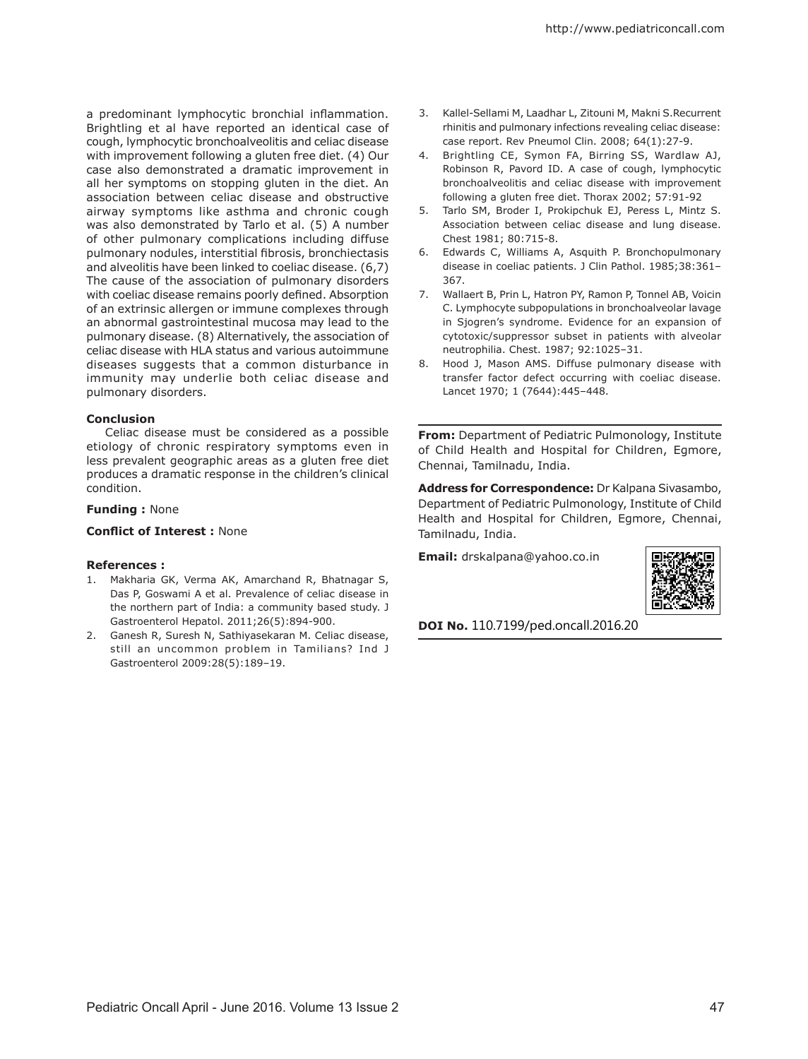a predominant lymphocytic bronchial inflammation. Brightling et al have reported an identical case of cough, lymphocytic bronchoalveolitis and celiac disease with improvement following a gluten free diet. (4) Our case also demonstrated a dramatic improvement in all her symptoms on stopping gluten in the diet. An association between celiac disease and obstructive airway symptoms like asthma and chronic cough was also demonstrated by Tarlo et al. (5) A number of other pulmonary complications including diffuse pulmonary nodules, interstitial fibrosis, bronchiectasis and alveolitis have been linked to coeliac disease. (6,7) The cause of the association of pulmonary disorders with coeliac disease remains poorly defined. Absorption of an extrinsic allergen or immune complexes through an abnormal gastrointestinal mucosa may lead to the pulmonary disease. (8) Alternatively, the association of celiac disease with HLA status and various autoimmune diseases suggests that a common disturbance in immunity may underlie both celiac disease and pulmonary disorders.

**Conclusion**

Celiac disease must be considered as a possible etiology of chronic respiratory symptoms even in less prevalent geographic areas as a gluten free diet produces a dramatic response in the children's clinical condition.

**Funding :** None

**Conflict of Interest :** None

**References :**

1. Makharia GK, Verma AK, Amarchand R, Bhatnagar S, Das P, Goswami A et al. Prevalence of celiac disease in the northern part of India: a community based study. J Gastroenterol Hepatol. 2011;26(5):894-900.
2. Ganesh R, Suresh N, Sathiyasekaran M. Celiac disease, still an uncommon problem in Tamilians? Ind J Gastroenterol 2009:28(5):189–19.
3. Kallel-Sellami M, Laadhar L, Zitouni M, Makni S.Recurrent rhinitis and pulmonary infections revealing celiac disease: case report. Rev Pneumol Clin. 2008; 64(1):27-9.
4. Brightling CE, Symon FA, Birring SS, Wardlaw AJ, Robinson R, Pavord ID. A case of cough, lymphocytic bronchoalveolitis and celiac disease with improvement following a gluten free diet. Thorax 2002; 57:91-92
5. Tarlo SM, Broder I, Prokipchuk EJ, Peress L, Mintz S. Association between celiac disease and lung disease. Chest 1981; 80:715-8.
6. Edwards C, Williams A, Asquith P. Bronchopulmonary disease in coeliac patients. J Clin Pathol. 1985;38:361–367.
7. Wallaert B, Prin L, Hatron PY, Ramon P, Tonnel AB, Voicin C. Lymphocyte subpopulations in bronchoalveolar lavage in Sjogren's syndrome. Evidence for an expansion of cytotoxic/suppressor subset in patients with alveolar neutrophilia. Chest. 1987; 92:1025–31.
8. Hood J, Mason AMS. Diffuse pulmonary disease with transfer factor defect occurring with coeliac disease. Lancet 1970; 1 (7644):445–448.

**From:** Department of Pediatric Pulmonology, Institute of Child Health and Hospital for Children, Egmore, Chennai, Tamilnadu, India.

**Address for Correspondence:** Dr Kalpana Sivasambo, Department of Pediatric Pulmonology, Institute of Child Health and Hospital for Children, Egmore, Chennai, Tamilnadu, India.

**Email:** drskalpana@yahoo.co.in

**DOI No.** 110.7199/ped.oncall.2016.20